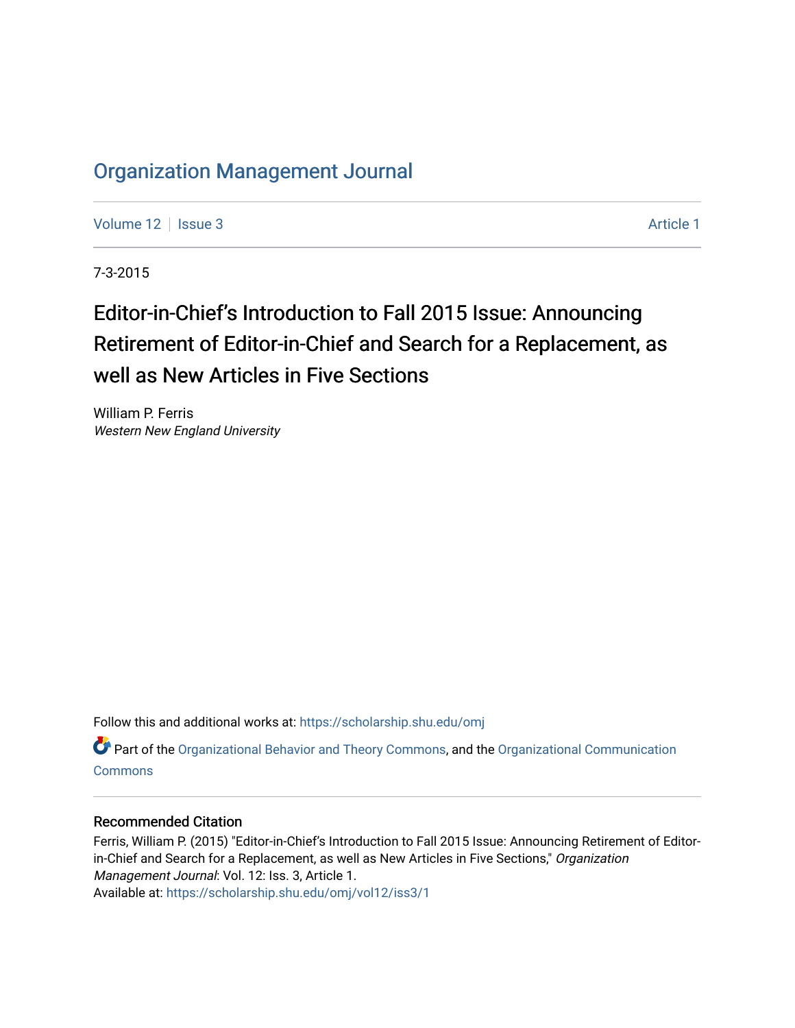# Organization Management Journal

Volume 12 | Issue 3 — Article 1

7-3-2015

## Editor-in-Chief's Introduction to Fall 2015 Issue: Announcing Retirement of Editor-in-Chief and Search for a Replacement, as well as New Articles in Five Sections

William P. Ferris
*Western New England University*

Follow this and additional works at: https://scholarship.shu.edu/omj

Part of the Organizational Behavior and Theory Commons, and the Organizational Communication Commons

### Recommended Citation

Ferris, William P. (2015) "Editor-in-Chief's Introduction to Fall 2015 Issue: Announcing Retirement of Editor-in-Chief and Search for a Replacement, as well as New Articles in Five Sections," *Organization Management Journal*: Vol. 12: Iss. 3, Article 1.
Available at: https://scholarship.shu.edu/omj/vol12/iss3/1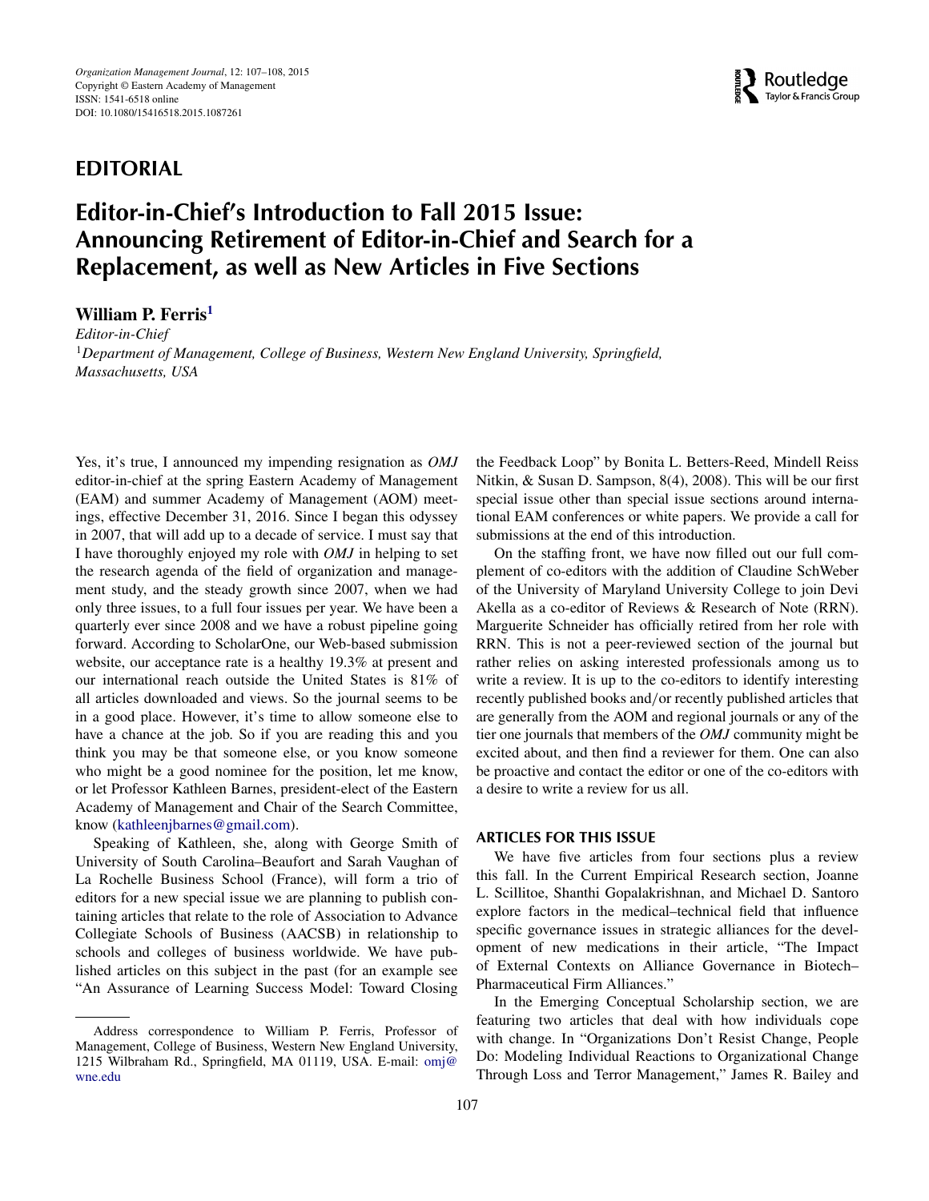## EDITORIAL

# Editor-in-Chief's Introduction to Fall 2015 Issue: Announcing Retirement of Editor-in-Chief and Search for a Replacement, as well as New Articles in Five Sections

**William P. Ferris**[1]

*Editor-in-Chief*

[1]*Department of Management, College of Business, Western New England University, Springfield, Massachusetts, USA*

Yes, it's true, I announced my impending resignation as *OMJ* editor-in-chief at the spring Eastern Academy of Management (EAM) and summer Academy of Management (AOM) meetings, effective December 31, 2016. Since I began this odyssey in 2007, that will add up to a decade of service. I must say that I have thoroughly enjoyed my role with *OMJ* in helping to set the research agenda of the field of organization and management study, and the steady growth since 2007, when we had only three issues, to a full four issues per year. We have been a quarterly ever since 2008 and we have a robust pipeline going forward. According to ScholarOne, our Web-based submission website, our acceptance rate is a healthy 19.3% at present and our international reach outside the United States is 81% of all articles downloaded and views. So the journal seems to be in a good place. However, it's time to allow someone else to have a chance at the job. So if you are reading this and you think you may be that someone else, or you know someone who might be a good nominee for the position, let me know, or let Professor Kathleen Barnes, president-elect of the Eastern Academy of Management and Chair of the Search Committee, know (kathleenjbarnes@gmail.com).

Speaking of Kathleen, she, along with George Smith of University of South Carolina–Beaufort and Sarah Vaughan of La Rochelle Business School (France), will form a trio of editors for a new special issue we are planning to publish containing articles that relate to the role of Association to Advance Collegiate Schools of Business (AACSB) in relationship to schools and colleges of business worldwide. We have published articles on this subject in the past (for an example see "An Assurance of Learning Success Model: Toward Closing the Feedback Loop" by Bonita L. Betters-Reed, Mindell Reiss Nitkin, & Susan D. Sampson, 8(4), 2008). This will be our first special issue other than special issue sections around international EAM conferences or white papers. We provide a call for submissions at the end of this introduction.

On the staffing front, we have now filled out our full complement of co-editors with the addition of Claudine SchWeber of the University of Maryland University College to join Devi Akella as a co-editor of Reviews & Research of Note (RRN). Marguerite Schneider has officially retired from her role with RRN. This is not a peer-reviewed section of the journal but rather relies on asking interested professionals among us to write a review. It is up to the co-editors to identify interesting recently published books and/or recently published articles that are generally from the AOM and regional journals or any of the tier one journals that members of the *OMJ* community might be excited about, and then find a reviewer for them. One can also be proactive and contact the editor or one of the co-editors with a desire to write a review for us all.

## ARTICLES FOR THIS ISSUE

We have five articles from four sections plus a review this fall. In the Current Empirical Research section, Joanne L. Scillitoe, Shanthi Gopalakrishnan, and Michael D. Santoro explore factors in the medical–technical field that influence specific governance issues in strategic alliances for the development of new medications in their article, "The Impact of External Contexts on Alliance Governance in Biotech–Pharmaceutical Firm Alliances."

In the Emerging Conceptual Scholarship section, we are featuring two articles that deal with how individuals cope with change. In "Organizations Don't Resist Change, People Do: Modeling Individual Reactions to Organizational Change Through Loss and Terror Management," James R. Bailey and

Address correspondence to William P. Ferris, Professor of Management, College of Business, Western New England University, 1215 Wilbraham Rd., Springfield, MA 01119, USA. E-mail: omj@wne.edu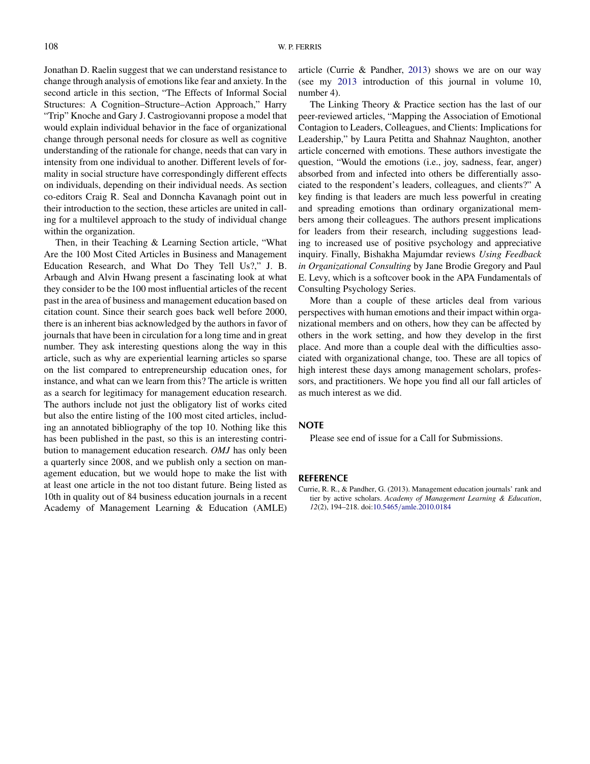Jonathan D. Raelin suggest that we can understand resistance to change through analysis of emotions like fear and anxiety. In the second article in this section, "The Effects of Informal Social Structures: A Cognition–Structure–Action Approach," Harry "Trip" Knoche and Gary J. Castrogiovanni propose a model that would explain individual behavior in the face of organizational change through personal needs for closure as well as cognitive understanding of the rationale for change, needs that can vary in intensity from one individual to another. Different levels of formality in social structure have correspondingly different effects on individuals, depending on their individual needs. As section co-editors Craig R. Seal and Donncha Kavanagh point out in their introduction to the section, these articles are united in calling for a multilevel approach to the study of individual change within the organization.

Then, in their Teaching & Learning Section article, "What Are the 100 Most Cited Articles in Business and Management Education Research, and What Do They Tell Us?," J. B. Arbaugh and Alvin Hwang present a fascinating look at what they consider to be the 100 most influential articles of the recent past in the area of business and management education based on citation count. Since their search goes back well before 2000, there is an inherent bias acknowledged by the authors in favor of journals that have been in circulation for a long time and in great number. They ask interesting questions along the way in this article, such as why are experiential learning articles so sparse on the list compared to entrepreneurship education ones, for instance, and what can we learn from this? The article is written as a search for legitimacy for management education research. The authors include not just the obligatory list of works cited but also the entire listing of the 100 most cited articles, including an annotated bibliography of the top 10. Nothing like this has been published in the past, so this is an interesting contribution to management education research. *OMJ* has only been a quarterly since 2008, and we publish only a section on management education, but we would hope to make the list with at least one article in the not too distant future. Being listed as 10th in quality out of 84 business education journals in a recent Academy of Management Learning & Education (AMLE) article (Currie & Pandher, 2013) shows we are on our way (see my 2013 introduction of this journal in volume 10, number 4).

The Linking Theory & Practice section has the last of our peer-reviewed articles, "Mapping the Association of Emotional Contagion to Leaders, Colleagues, and Clients: Implications for Leadership," by Laura Petitta and Shahnaz Naughton, another article concerned with emotions. These authors investigate the question, "Would the emotions (i.e., joy, sadness, fear, anger) absorbed from and infected into others be differentially associated to the respondent's leaders, colleagues, and clients?" A key finding is that leaders are much less powerful in creating and spreading emotions than ordinary organizational members among their colleagues. The authors present implications for leaders from their research, including suggestions leading to increased use of positive psychology and appreciative inquiry. Finally, Bishakha Majumdar reviews *Using Feedback in Organizational Consulting* by Jane Brodie Gregory and Paul E. Levy, which is a softcover book in the APA Fundamentals of Consulting Psychology Series.

More than a couple of these articles deal from various perspectives with human emotions and their impact within organizational members and on others, how they can be affected by others in the work setting, and how they develop in the first place. And more than a couple deal with the difficulties associated with organizational change, too. These are all topics of high interest these days among management scholars, professors, and practitioners. We hope you find all our fall articles of as much interest as we did.

## NOTE

Please see end of issue for a Call for Submissions.

## REFERENCE

Currie, R. R., & Pandher, G. (2013). Management education journals' rank and tier by active scholars. *Academy of Management Learning & Education*, *12*(2), 194–218. doi:10.5465/amle.2010.0184